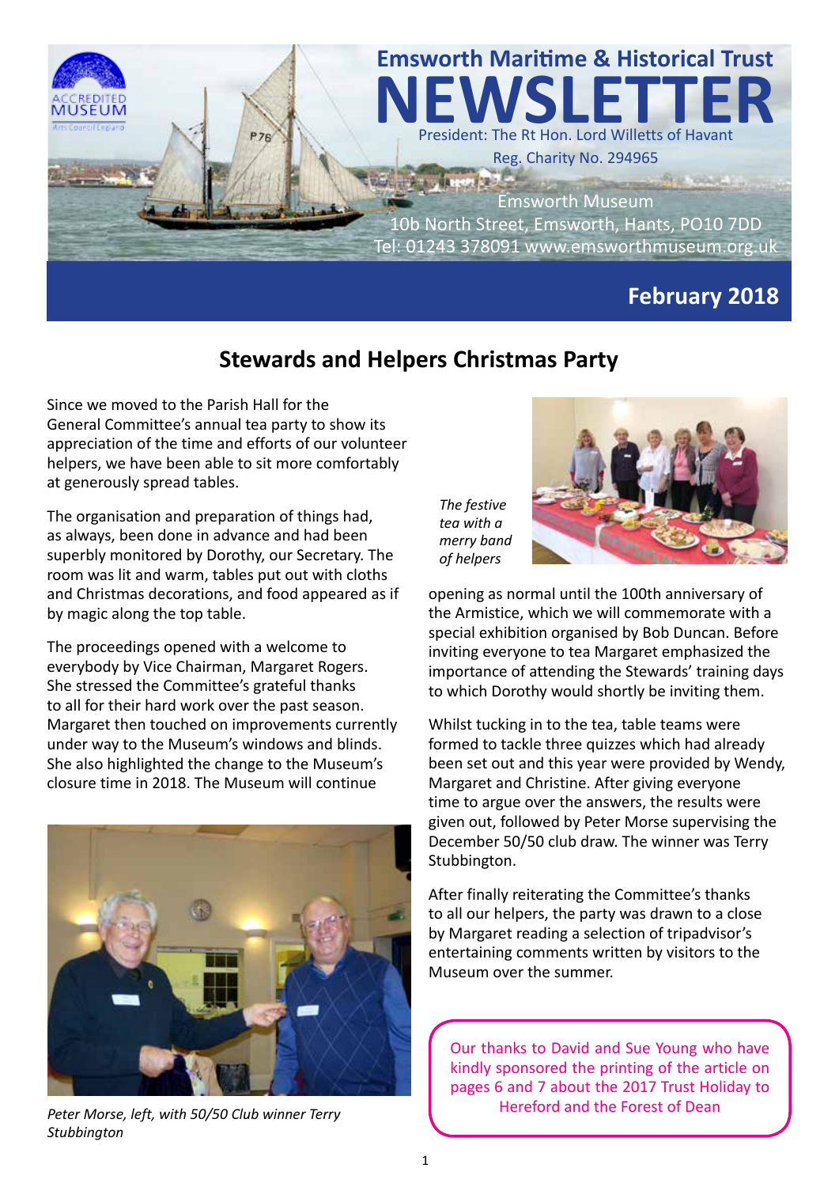# Emsworth Maritime & Historical Trust

# NEWSLETTER

President: The Rt Hon. Lord Willetts of Havant

Reg. Charity No. 294965

Emsworth Museum
10b North Street, Emsworth, Hants, PO10 7DD
Tel: 01243 378091 www.emsworthmuseum.org.uk

**February 2018**

## Stewards and Helpers Christmas Party

Since we moved to the Parish Hall for the General Committee's annual tea party to show its appreciation of the time and efforts of our volunteer helpers, we have been able to sit more comfortably at generously spread tables.

The organisation and preparation of things had, as always, been done in advance and had been superbly monitored by Dorothy, our Secretary. The room was lit and warm, tables put out with cloths and Christmas decorations, and food appeared as if by magic along the top table.

The proceedings opened with a welcome to everybody by Vice Chairman, Margaret Rogers. She stressed the Committee's grateful thanks to all for their hard work over the past season. Margaret then touched on improvements currently under way to the Museum's windows and blinds. She also highlighted the change to the Museum's closure time in 2018. The Museum will continue opening as normal until the 100th anniversary of the Armistice, which we will commemorate with a special exhibition organised by Bob Duncan. Before inviting everyone to tea Margaret emphasized the importance of attending the Stewards' training days to which Dorothy would shortly be inviting them.

*The festive tea with a merry band of helpers*

*Peter Morse, left, with 50/50 Club winner Terry Stubbington*

Whilst tucking in to the tea, table teams were formed to tackle three quizzes which had already been set out and this year were provided by Wendy, Margaret and Christine. After giving everyone time to argue over the answers, the results were given out, followed by Peter Morse supervising the December 50/50 club draw. The winner was Terry Stubbington.

After finally reiterating the Committee's thanks to all our helpers, the party was drawn to a close by Margaret reading a selection of tripadvisor's entertaining comments written by visitors to the Museum over the summer.

Our thanks to David and Sue Young who have kindly sponsored the printing of the article on pages 6 and 7 about the 2017 Trust Holiday to Hereford and the Forest of Dean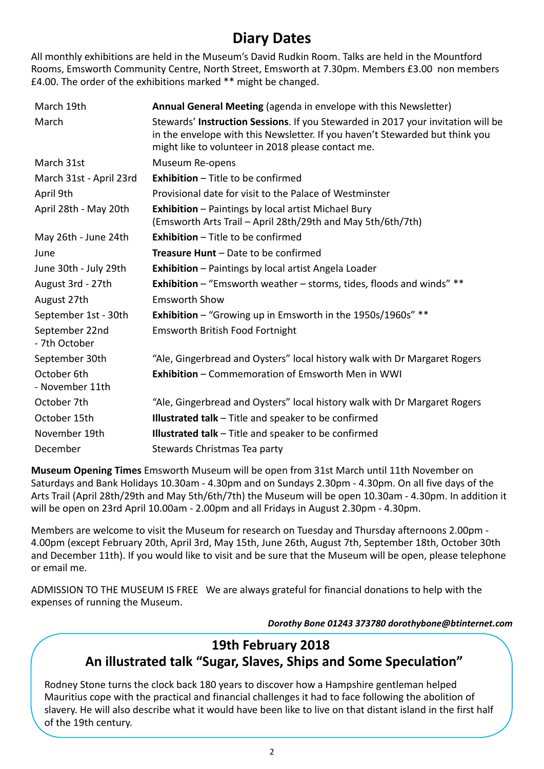# Diary Dates

All monthly exhibitions are held in the Museum's David Rudkin Room. Talks are held in the Mountford Rooms, Emsworth Community Centre, North Street, Emsworth at 7.30pm. Members £3.00 non members £4.00. The order of the exhibitions marked ** might be changed.

| | |
|---|---|
| March 19th | **Annual General Meeting** (agenda in envelope with this Newsletter) |
| March | Stewards' **Instruction Sessions**. If you Stewarded in 2017 your invitation will be in the envelope with this Newsletter. If you haven't Stewarded but think you might like to volunteer in 2018 please contact me. |
| March 31st | Museum Re-opens |
| March 31st - April 23rd | **Exhibition** – Title to be confirmed |
| April 9th | Provisional date for visit to the Palace of Westminster |
| April 28th - May 20th | **Exhibition** – Paintings by local artist Michael Bury (Emsworth Arts Trail – April 28th/29th and May 5th/6th/7th) |
| May 26th - June 24th | **Exhibition** – Title to be confirmed |
| June | **Treasure Hunt** – Date to be confirmed |
| June 30th - July 29th | **Exhibition** – Paintings by local artist Angela Loader |
| August 3rd - 27th | **Exhibition** – "Emsworth weather – storms, tides, floods and winds" ** |
| August 27th | Emsworth Show |
| September 1st - 30th | **Exhibition** – "Growing up in Emsworth in the 1950s/1960s" ** |
| September 22nd - 7th October | Emsworth British Food Fortnight |
| September 30th | "Ale, Gingerbread and Oysters" local history walk with Dr Margaret Rogers |
| October 6th - November 11th | **Exhibition** – Commemoration of Emsworth Men in WWI |
| October 7th | "Ale, Gingerbread and Oysters" local history walk with Dr Margaret Rogers |
| October 15th | **Illustrated talk** – Title and speaker to be confirmed |
| November 19th | **Illustrated talk** – Title and speaker to be confirmed |
| December | Stewards Christmas Tea party |

**Museum Opening Times** Emsworth Museum will be open from 31st March until 11th November on Saturdays and Bank Holidays 10.30am - 4.30pm and on Sundays 2.30pm - 4.30pm. On all five days of the Arts Trail (April 28th/29th and May 5th/6th/7th) the Museum will be open 10.30am - 4.30pm. In addition it will be open on 23rd April 10.00am - 2.00pm and all Fridays in August 2.30pm - 4.30pm.

Members are welcome to visit the Museum for research on Tuesday and Thursday afternoons 2.00pm - 4.00pm (except February 20th, April 3rd, May 15th, June 26th, August 7th, September 18th, October 30th and December 11th). If you would like to visit and be sure that the Museum will be open, please telephone or email me.

ADMISSION TO THE MUSEUM IS FREE We are always grateful for financial donations to help with the expenses of running the Museum.

***Dorothy Bone 01243 373780 dorothybone@btinternet.com***

## 19th February 2018
## An illustrated talk "Sugar, Slaves, Ships and Some Speculation"

Rodney Stone turns the clock back 180 years to discover how a Hampshire gentleman helped Mauritius cope with the practical and financial challenges it had to face following the abolition of slavery. He will also describe what it would have been like to live on that distant island in the first half of the 19th century.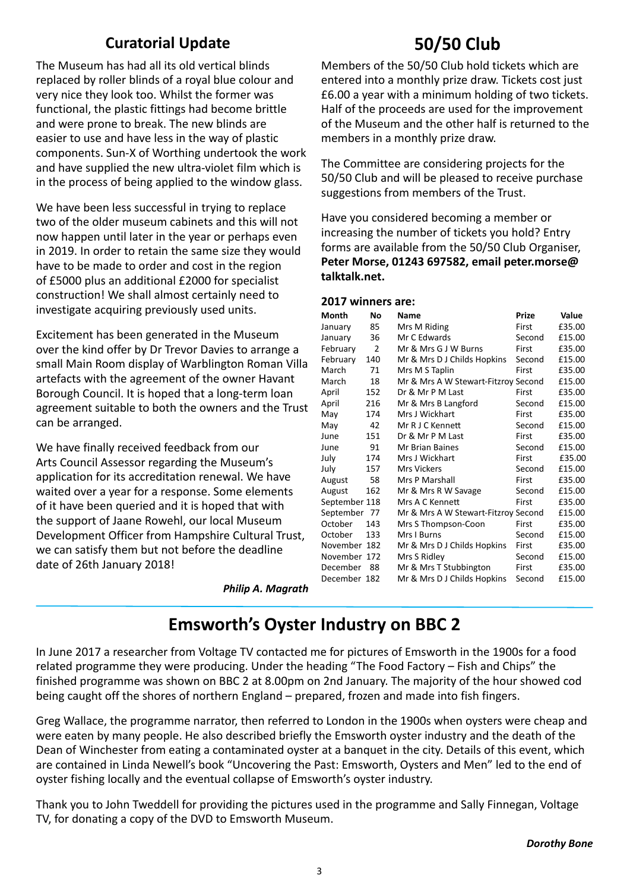## Curatorial Update

The Museum has had all its old vertical blinds replaced by roller blinds of a royal blue colour and very nice they look too. Whilst the former was functional, the plastic fittings had become brittle and were prone to break. The new blinds are easier to use and have less in the way of plastic components. Sun-X of Worthing undertook the work and have supplied the new ultra-violet film which is in the process of being applied to the window glass.

We have been less successful in trying to replace two of the older museum cabinets and this will not now happen until later in the year or perhaps even in 2019. In order to retain the same size they would have to be made to order and cost in the region of £5000 plus an additional £2000 for specialist construction! We shall almost certainly need to investigate acquiring previously used units.

Excitement has been generated in the Museum over the kind offer by Dr Trevor Davies to arrange a small Main Room display of Warblington Roman Villa artefacts with the agreement of the owner Havant Borough Council. It is hoped that a long-term loan agreement suitable to both the owners and the Trust can be arranged.

We have finally received feedback from our Arts Council Assessor regarding the Museum's application for its accreditation renewal. We have waited over a year for a response. Some elements of it have been queried and it is hoped that with the support of Jaane Rowehl, our local Museum Development Officer from Hampshire Cultural Trust, we can satisfy them but not before the deadline date of 26th January 2018!

***Philip A. Magrath***

## 50/50 Club

Members of the 50/50 Club hold tickets which are entered into a monthly prize draw. Tickets cost just £6.00 a year with a minimum holding of two tickets. Half of the proceeds are used for the improvement of the Museum and the other half is returned to the members in a monthly prize draw.

The Committee are considering projects for the 50/50 Club and will be pleased to receive purchase suggestions from members of the Trust.

Have you considered becoming a member or increasing the number of tickets you hold? Entry forms are available from the 50/50 Club Organiser, **Peter Morse, 01243 697582, email peter.morse@talktalk.net.**

**2017 winners are:**

| Month | No | Name | Prize | Value |
|---|---|---|---|---|
| January | 85 | Mrs M Riding | First | £35.00 |
| January | 36 | Mr C Edwards | Second | £15.00 |
| February | 2 | Mr & Mrs G J W Burns | First | £35.00 |
| February | 140 | Mr & Mrs D J Childs Hopkins | Second | £15.00 |
| March | 71 | Mrs M S Taplin | First | £35.00 |
| March | 18 | Mr & Mrs A W Stewart-Fitzroy | Second | £15.00 |
| April | 152 | Dr & Mr P M Last | First | £35.00 |
| April | 216 | Mr & Mrs B Langford | Second | £15.00 |
| May | 174 | Mrs J Wickhart | First | £35.00 |
| May | 42 | Mr R J C Kennett | Second | £15.00 |
| June | 151 | Dr & Mr P M Last | First | £35.00 |
| June | 91 | Mr Brian Baines | Second | £15.00 |
| July | 174 | Mrs J Wickhart | First | £35.00 |
| July | 157 | Mrs Vickers | Second | £15.00 |
| August | 58 | Mrs P Marshall | First | £35.00 |
| August | 162 | Mr & Mrs R W Savage | Second | £15.00 |
| September | 118 | Mrs A C Kennett | First | £35.00 |
| September | 77 | Mr & Mrs A W Stewart-Fitzroy | Second | £15.00 |
| October | 143 | Mrs S Thompson-Coon | First | £35.00 |
| October | 133 | Mrs I Burns | Second | £15.00 |
| November | 182 | Mr & Mrs D J Childs Hopkins | First | £35.00 |
| November | 172 | Mrs S Ridley | Second | £15.00 |
| December | 88 | Mr & Mrs T Stubbington | First | £35.00 |
| December | 182 | Mr & Mrs D J Childs Hopkins | Second | £15.00 |

## Emsworth's Oyster Industry on BBC 2

In June 2017 a researcher from Voltage TV contacted me for pictures of Emsworth in the 1900s for a food related programme they were producing. Under the heading "The Food Factory – Fish and Chips" the finished programme was shown on BBC 2 at 8.00pm on 2nd January. The majority of the hour showed cod being caught off the shores of northern England – prepared, frozen and made into fish fingers.

Greg Wallace, the programme narrator, then referred to London in the 1900s when oysters were cheap and were eaten by many people. He also described briefly the Emsworth oyster industry and the death of the Dean of Winchester from eating a contaminated oyster at a banquet in the city. Details of this event, which are contained in Linda Newell's book "Uncovering the Past: Emsworth, Oysters and Men" led to the end of oyster fishing locally and the eventual collapse of Emsworth's oyster industry.

Thank you to John Tweddell for providing the pictures used in the programme and Sally Finnegan, Voltage TV, for donating a copy of the DVD to Emsworth Museum.

***Dorothy Bone***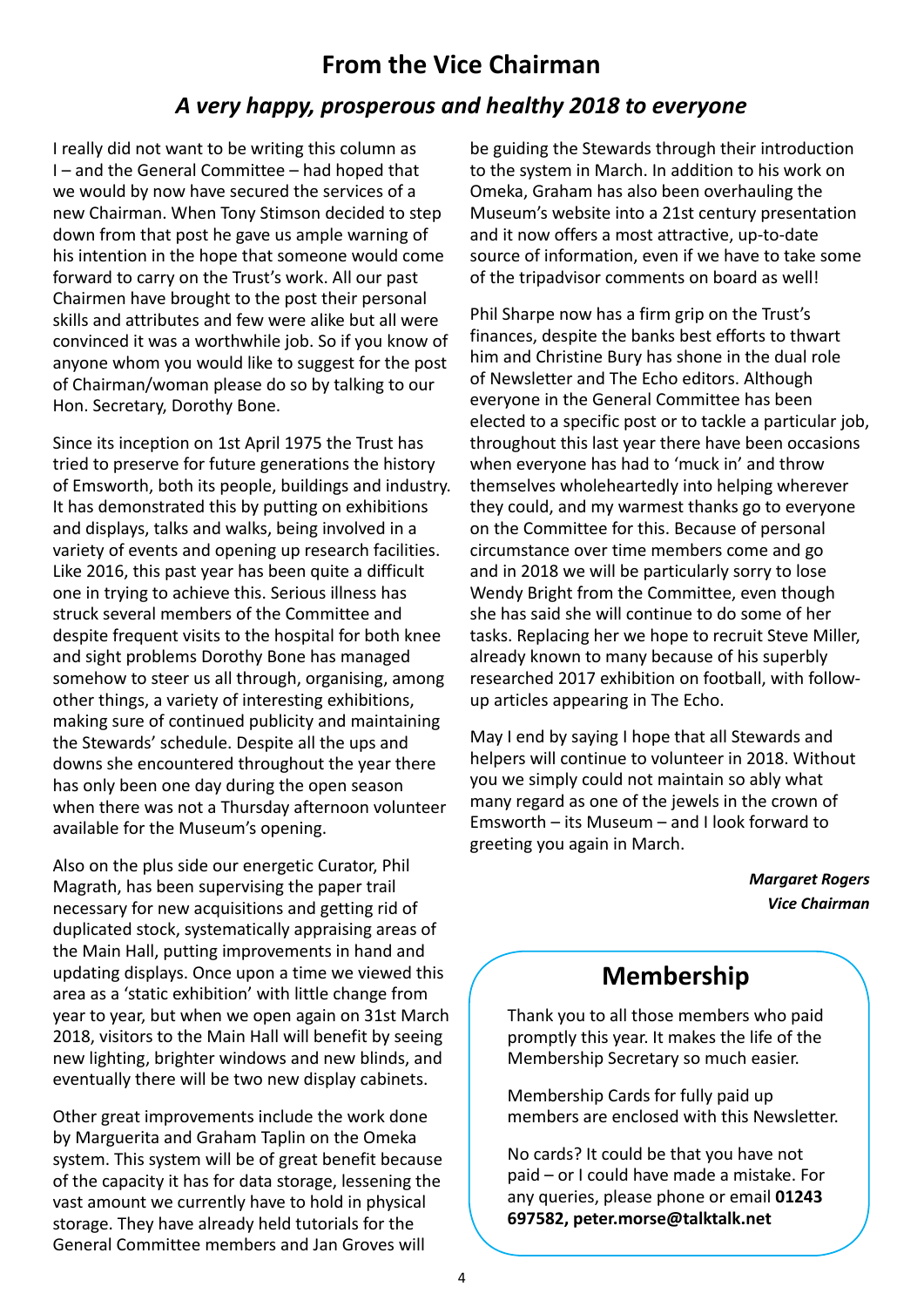## From the Vice Chairman

### *A very happy, prosperous and healthy 2018 to everyone*

I really did not want to be writing this column as I – and the General Committee – had hoped that we would by now have secured the services of a new Chairman. When Tony Stimson decided to step down from that post he gave us ample warning of his intention in the hope that someone would come forward to carry on the Trust's work. All our past Chairmen have brought to the post their personal skills and attributes and few were alike but all were convinced it was a worthwhile job. So if you know of anyone whom you would like to suggest for the post of Chairman/woman please do so by talking to our Hon. Secretary, Dorothy Bone.

Since its inception on 1st April 1975 the Trust has tried to preserve for future generations the history of Emsworth, both its people, buildings and industry. It has demonstrated this by putting on exhibitions and displays, talks and walks, being involved in a variety of events and opening up research facilities. Like 2016, this past year has been quite a difficult one in trying to achieve this. Serious illness has struck several members of the Committee and despite frequent visits to the hospital for both knee and sight problems Dorothy Bone has managed somehow to steer us all through, organising, among other things, a variety of interesting exhibitions, making sure of continued publicity and maintaining the Stewards' schedule. Despite all the ups and downs she encountered throughout the year there has only been one day during the open season when there was not a Thursday afternoon volunteer available for the Museum's opening.

Also on the plus side our energetic Curator, Phil Magrath, has been supervising the paper trail necessary for new acquisitions and getting rid of duplicated stock, systematically appraising areas of the Main Hall, putting improvements in hand and updating displays. Once upon a time we viewed this area as a 'static exhibition' with little change from year to year, but when we open again on 31st March 2018, visitors to the Main Hall will benefit by seeing new lighting, brighter windows and new blinds, and eventually there will be two new display cabinets.

Other great improvements include the work done by Marguerita and Graham Taplin on the Omeka system. This system will be of great benefit because of the capacity it has for data storage, lessening the vast amount we currently have to hold in physical storage. They have already held tutorials for the General Committee members and Jan Groves will be guiding the Stewards through their introduction to the system in March. In addition to his work on Omeka, Graham has also been overhauling the Museum's website into a 21st century presentation and it now offers a most attractive, up-to-date source of information, even if we have to take some of the tripadvisor comments on board as well!

Phil Sharpe now has a firm grip on the Trust's finances, despite the banks best efforts to thwart him and Christine Bury has shone in the dual role of Newsletter and The Echo editors. Although everyone in the General Committee has been elected to a specific post or to tackle a particular job, throughout this last year there have been occasions when everyone has had to 'muck in' and throw themselves wholeheartedly into helping wherever they could, and my warmest thanks go to everyone on the Committee for this. Because of personal circumstance over time members come and go and in 2018 we will be particularly sorry to lose Wendy Bright from the Committee, even though she has said she will continue to do some of her tasks. Replacing her we hope to recruit Steve Miller, already known to many because of his superbly researched 2017 exhibition on football, with follow-up articles appearing in The Echo.

May I end by saying I hope that all Stewards and helpers will continue to volunteer in 2018. Without you we simply could not maintain so ably what many regard as one of the jewels in the crown of Emsworth – its Museum – and I look forward to greeting you again in March.

***Margaret Rogers***
***Vice Chairman***

## Membership

Thank you to all those members who paid promptly this year. It makes the life of the Membership Secretary so much easier.

Membership Cards for fully paid up members are enclosed with this Newsletter.

No cards? It could be that you have not paid – or I could have made a mistake. For any queries, please phone or email **01243 697582, peter.morse@talktalk.net**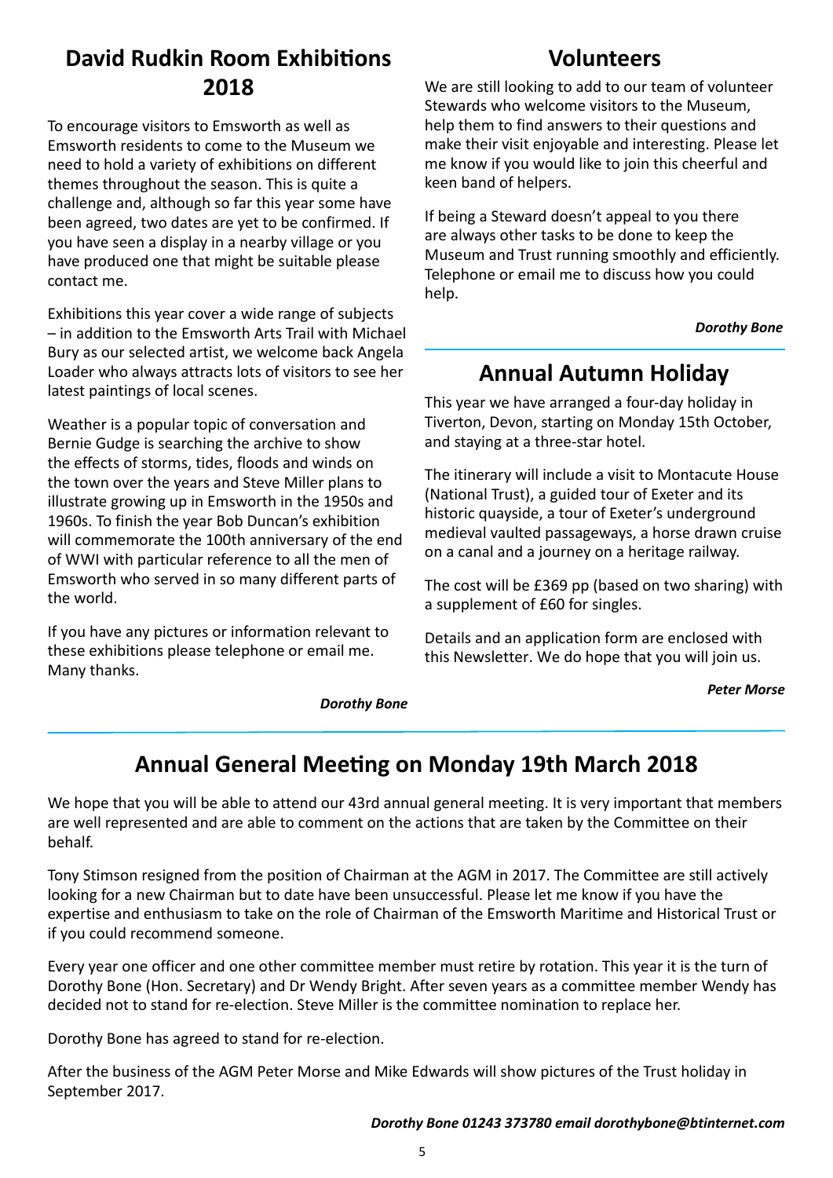## David Rudkin Room Exhibitions 2018

To encourage visitors to Emsworth as well as Emsworth residents to come to the Museum we need to hold a variety of exhibitions on different themes throughout the season. This is quite a challenge and, although so far this year some have been agreed, two dates are yet to be confirmed. If you have seen a display in a nearby village or you have produced one that might be suitable please contact me.

Exhibitions this year cover a wide range of subjects – in addition to the Emsworth Arts Trail with Michael Bury as our selected artist, we welcome back Angela Loader who always attracts lots of visitors to see her latest paintings of local scenes.

Weather is a popular topic of conversation and Bernie Gudge is searching the archive to show the effects of storms, tides, floods and winds on the town over the years and Steve Miller plans to illustrate growing up in Emsworth in the 1950s and 1960s. To finish the year Bob Duncan's exhibition will commemorate the 100th anniversary of the end of WWI with particular reference to all the men of Emsworth who served in so many different parts of the world.

If you have any pictures or information relevant to these exhibitions please telephone or email me. Many thanks.

***Dorothy Bone***

## Volunteers

We are still looking to add to our team of volunteer Stewards who welcome visitors to the Museum, help them to find answers to their questions and make their visit enjoyable and interesting. Please let me know if you would like to join this cheerful and keen band of helpers.

If being a Steward doesn't appeal to you there are always other tasks to be done to keep the Museum and Trust running smoothly and efficiently. Telephone or email me to discuss how you could help.

***Dorothy Bone***

## Annual Autumn Holiday

This year we have arranged a four-day holiday in Tiverton, Devon, starting on Monday 15th October, and staying at a three-star hotel.

The itinerary will include a visit to Montacute House (National Trust), a guided tour of Exeter and its historic quayside, a tour of Exeter's underground medieval vaulted passageways, a horse drawn cruise on a canal and a journey on a heritage railway.

The cost will be £369 pp (based on two sharing) with a supplement of £60 for singles.

Details and an application form are enclosed with this Newsletter. We do hope that you will join us.

***Peter Morse***

## Annual General Meeting on Monday 19th March 2018

We hope that you will be able to attend our 43rd annual general meeting. It is very important that members are well represented and are able to comment on the actions that are taken by the Committee on their behalf.

Tony Stimson resigned from the position of Chairman at the AGM in 2017. The Committee are still actively looking for a new Chairman but to date have been unsuccessful. Please let me know if you have the expertise and enthusiasm to take on the role of Chairman of the Emsworth Maritime and Historical Trust or if you could recommend someone.

Every year one officer and one other committee member must retire by rotation. This year it is the turn of Dorothy Bone (Hon. Secretary) and Dr Wendy Bright. After seven years as a committee member Wendy has decided not to stand for re-election. Steve Miller is the committee nomination to replace her.

Dorothy Bone has agreed to stand for re-election.

After the business of the AGM Peter Morse and Mike Edwards will show pictures of the Trust holiday in September 2017.

***Dorothy Bone 01243 373780 email dorothybone@btinternet.com***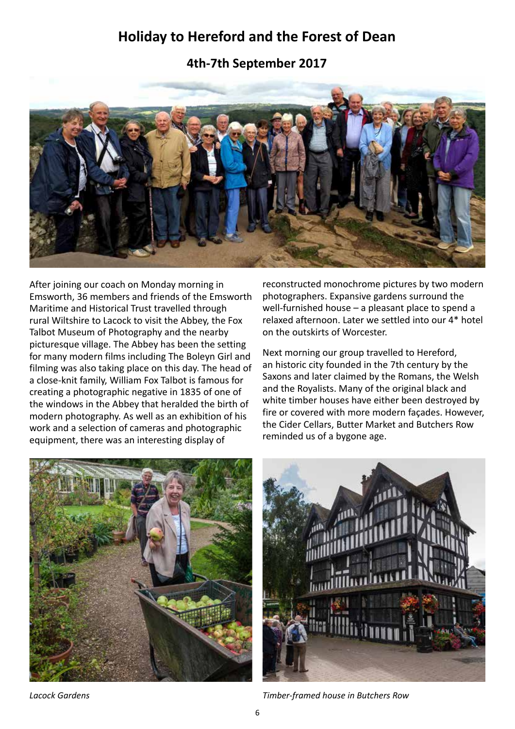# Holiday to Hereford and the Forest of Dean

## 4th-7th September 2017

After joining our coach on Monday morning in Emsworth, 36 members and friends of the Emsworth Maritime and Historical Trust travelled through rural Wiltshire to Lacock to visit the Abbey, the Fox Talbot Museum of Photography and the nearby picturesque village. The Abbey has been the setting for many modern films including The Boleyn Girl and filming was also taking place on this day. The head of a close-knit family, William Fox Talbot is famous for creating a photographic negative in 1835 of one of the windows in the Abbey that heralded the birth of modern photography. As well as an exhibition of his work and a selection of cameras and photographic equipment, there was an interesting display of reconstructed monochrome pictures by two modern photographers. Expansive gardens surround the well-furnished house – a pleasant place to spend a relaxed afternoon. Later we settled into our 4* hotel on the outskirts of Worcester.

Next morning our group travelled to Hereford, an historic city founded in the 7th century by the Saxons and later claimed by the Romans, the Welsh and the Royalists. Many of the original black and white timber houses have either been destroyed by fire or covered with more modern façades. However, the Cider Cellars, Butter Market and Butchers Row reminded us of a bygone age.

*Lacock Gardens*

*Timber-framed house in Butchers Row*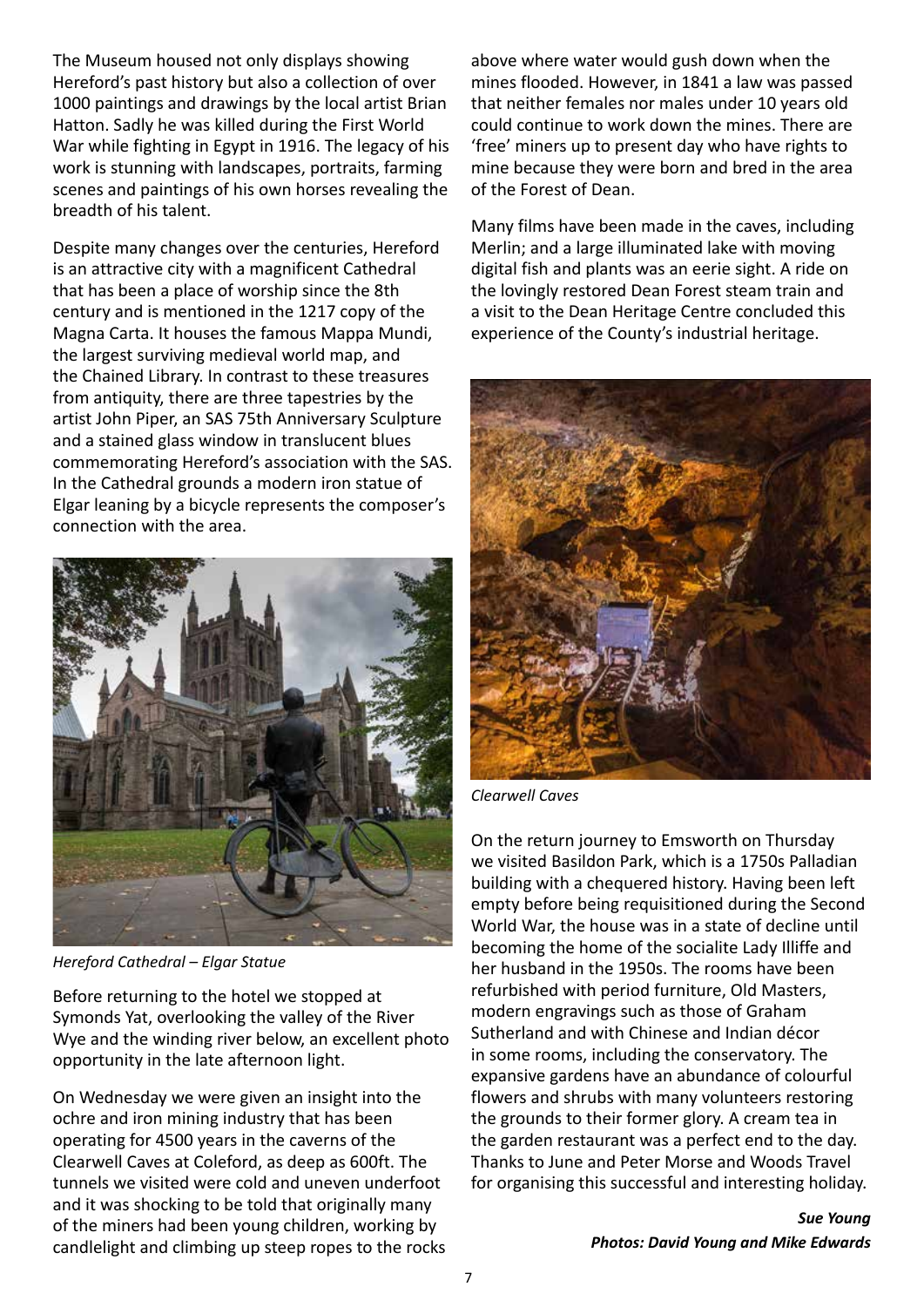The Museum housed not only displays showing Hereford's past history but also a collection of over 1000 paintings and drawings by the local artist Brian Hatton. Sadly he was killed during the First World War while fighting in Egypt in 1916. The legacy of his work is stunning with landscapes, portraits, farming scenes and paintings of his own horses revealing the breadth of his talent.

Despite many changes over the centuries, Hereford is an attractive city with a magnificent Cathedral that has been a place of worship since the 8th century and is mentioned in the 1217 copy of the Magna Carta. It houses the famous Mappa Mundi, the largest surviving medieval world map, and the Chained Library. In contrast to these treasures from antiquity, there are three tapestries by the artist John Piper, an SAS 75th Anniversary Sculpture and a stained glass window in translucent blues commemorating Hereford's association with the SAS. In the Cathedral grounds a modern iron statue of Elgar leaning by a bicycle represents the composer's connection with the area.

*Hereford Cathedral – Elgar Statue*

Before returning to the hotel we stopped at Symonds Yat, overlooking the valley of the River Wye and the winding river below, an excellent photo opportunity in the late afternoon light.

On Wednesday we were given an insight into the ochre and iron mining industry that has been operating for 4500 years in the caverns of the Clearwell Caves at Coleford, as deep as 600ft. The tunnels we visited were cold and uneven underfoot and it was shocking to be told that originally many of the miners had been young children, working by candlelight and climbing up steep ropes to the rocks above where water would gush down when the mines flooded. However, in 1841 a law was passed that neither females nor males under 10 years old could continue to work down the mines. There are 'free' miners up to present day who have rights to mine because they were born and bred in the area of the Forest of Dean.

Many films have been made in the caves, including Merlin; and a large illuminated lake with moving digital fish and plants was an eerie sight. A ride on the lovingly restored Dean Forest steam train and a visit to the Dean Heritage Centre concluded this experience of the County's industrial heritage.

*Clearwell Caves*

On the return journey to Emsworth on Thursday we visited Basildon Park, which is a 1750s Palladian building with a chequered history. Having been left empty before being requisitioned during the Second World War, the house was in a state of decline until becoming the home of the socialite Lady Illiffe and her husband in the 1950s. The rooms have been refurbished with period furniture, Old Masters, modern engravings such as those of Graham Sutherland and with Chinese and Indian décor in some rooms, including the conservatory. The expansive gardens have an abundance of colourful flowers and shrubs with many volunteers restoring the grounds to their former glory. A cream tea in the garden restaurant was a perfect end to the day. Thanks to June and Peter Morse and Woods Travel for organising this successful and interesting holiday.

***Sue Young***
***Photos: David Young and Mike Edwards***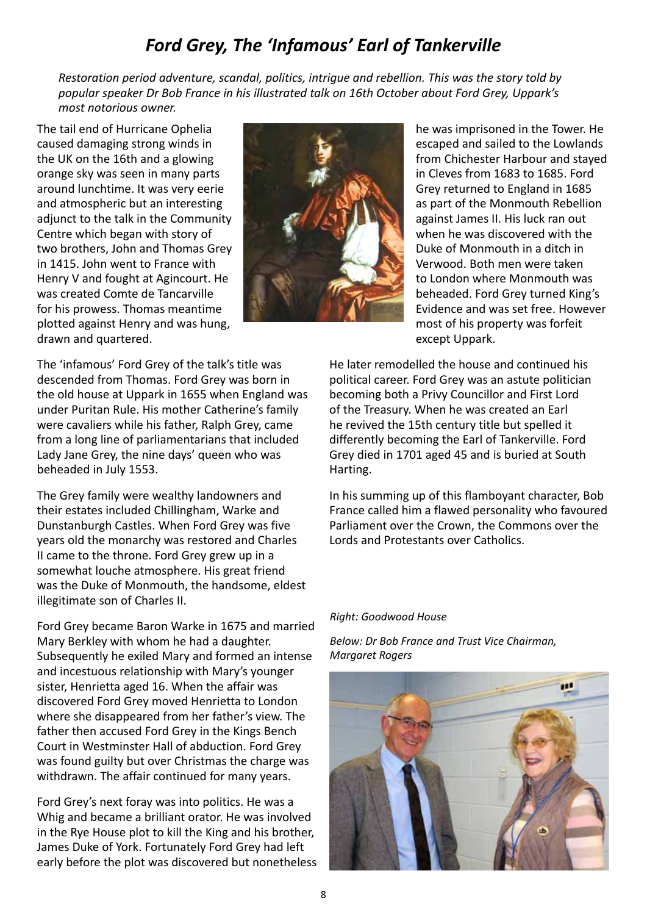# *Ford Grey, The 'Infamous' Earl of Tankerville*

*Restoration period adventure, scandal, politics, intrigue and rebellion. This was the story told by popular speaker Dr Bob France in his illustrated talk on 16th October about Ford Grey, Uppark's most notorious owner.*

The tail end of Hurricane Ophelia caused damaging strong winds in the UK on the 16th and a glowing orange sky was seen in many parts around lunchtime. It was very eerie and atmospheric but an interesting adjunct to the talk in the Community Centre which began with story of two brothers, John and Thomas Grey in 1415. John went to France with Henry V and fought at Agincourt. He was created Comte de Tancarville for his prowess. Thomas meantime plotted against Henry and was hung, drawn and quartered.

The 'infamous' Ford Grey of the talk's title was descended from Thomas. Ford Grey was born in the old house at Uppark in 1655 when England was under Puritan Rule. His mother Catherine's family were cavaliers while his father, Ralph Grey, came from a long line of parliamentarians that included Lady Jane Grey, the nine days' queen who was beheaded in July 1553.

The Grey family were wealthy landowners and their estates included Chillingham, Warke and Dunstanburgh Castles. When Ford Grey was five years old the monarchy was restored and Charles II came to the throne. Ford Grey grew up in a somewhat louche atmosphere. His great friend was the Duke of Monmouth, the handsome, eldest illegitimate son of Charles II.

Ford Grey became Baron Warke in 1675 and married Mary Berkley with whom he had a daughter. Subsequently he exiled Mary and formed an intense and incestuous relationship with Mary's younger sister, Henrietta aged 16. When the affair was discovered Ford Grey moved Henrietta to London where she disappeared from her father's view. The father then accused Ford Grey in the Kings Bench Court in Westminster Hall of abduction. Ford Grey was found guilty but over Christmas the charge was withdrawn. The affair continued for many years.

Ford Grey's next foray was into politics. He was a Whig and became a brilliant orator. He was involved in the Rye House plot to kill the King and his brother, James Duke of York. Fortunately Ford Grey had left early before the plot was discovered but nonetheless he was imprisoned in the Tower. He escaped and sailed to the Lowlands from Chichester Harbour and stayed in Cleves from 1683 to 1685. Ford Grey returned to England in 1685 as part of the Monmouth Rebellion against James II. His luck ran out when he was discovered with the Duke of Monmouth in a ditch in Verwood. Both men were taken to London where Monmouth was beheaded. Ford Grey turned King's Evidence and was set free. However most of his property was forfeit except Uppark.

He later remodelled the house and continued his political career. Ford Grey was an astute politician becoming both a Privy Councillor and First Lord of the Treasury. When he was created an Earl he revived the 15th century title but spelled it differently becoming the Earl of Tankerville. Ford Grey died in 1701 aged 45 and is buried at South Harting.

In his summing up of this flamboyant character, Bob France called him a flawed personality who favoured Parliament over the Crown, the Commons over the Lords and Protestants over Catholics.

*Right: Goodwood House*

*Below: Dr Bob France and Trust Vice Chairman, Margaret Rogers*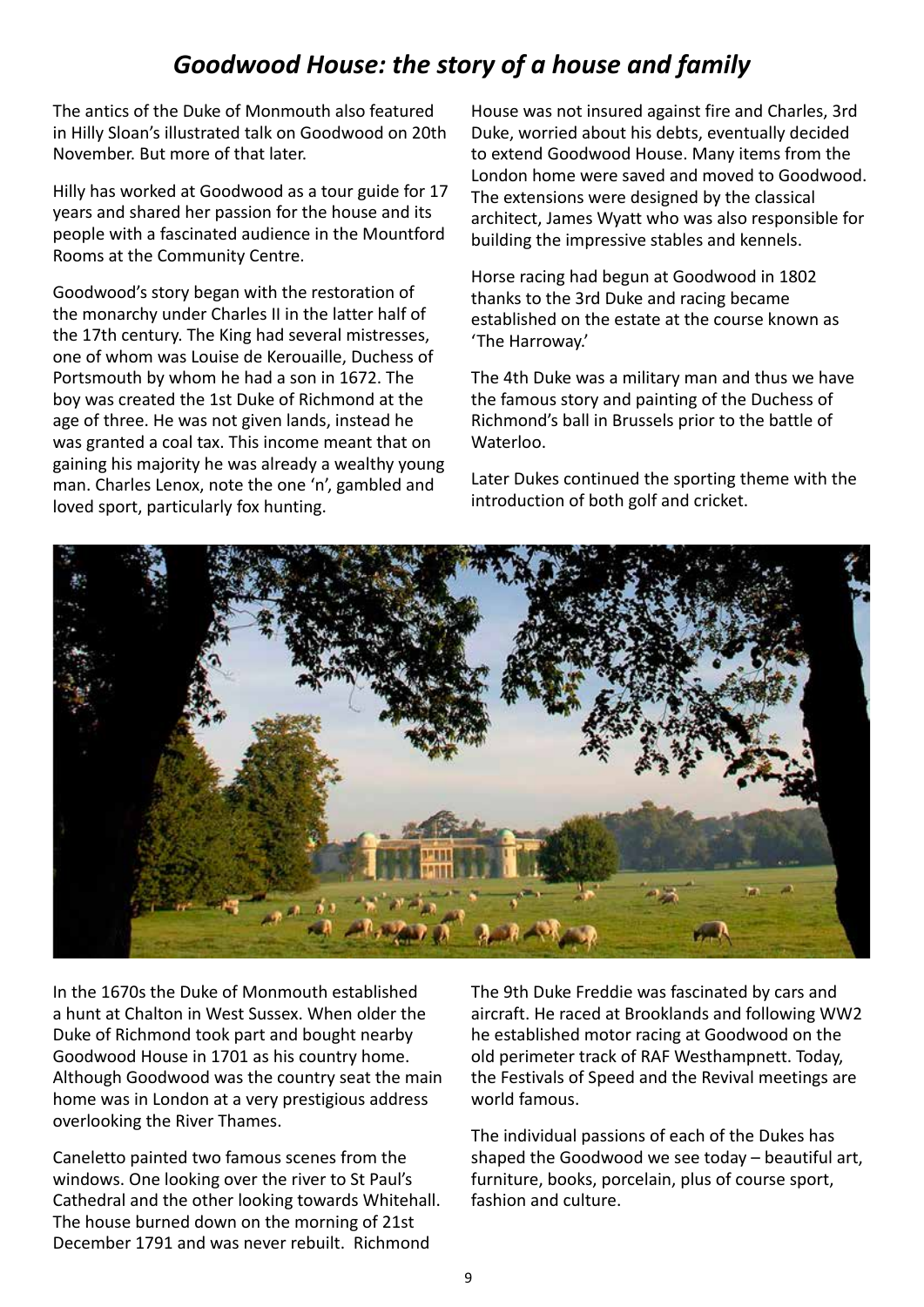# *Goodwood House: the story of a house and family*

The antics of the Duke of Monmouth also featured in Hilly Sloan's illustrated talk on Goodwood on 20th November. But more of that later.

Hilly has worked at Goodwood as a tour guide for 17 years and shared her passion for the house and its people with a fascinated audience in the Mountford Rooms at the Community Centre.

Goodwood's story began with the restoration of the monarchy under Charles II in the latter half of the 17th century. The King had several mistresses, one of whom was Louise de Kerouaille, Duchess of Portsmouth by whom he had a son in 1672. The boy was created the 1st Duke of Richmond at the age of three. He was not given lands, instead he was granted a coal tax. This income meant that on gaining his majority he was already a wealthy young man. Charles Lenox, note the one 'n', gambled and loved sport, particularly fox hunting.

House was not insured against fire and Charles, 3rd Duke, worried about his debts, eventually decided to extend Goodwood House. Many items from the London home were saved and moved to Goodwood. The extensions were designed by the classical architect, James Wyatt who was also responsible for building the impressive stables and kennels.

Horse racing had begun at Goodwood in 1802 thanks to the 3rd Duke and racing became established on the estate at the course known as 'The Harroway.'

The 4th Duke was a military man and thus we have the famous story and painting of the Duchess of Richmond's ball in Brussels prior to the battle of Waterloo.

Later Dukes continued the sporting theme with the introduction of both golf and cricket.

In the 1670s the Duke of Monmouth established a hunt at Chalton in West Sussex. When older the Duke of Richmond took part and bought nearby Goodwood House in 1701 as his country home. Although Goodwood was the country seat the main home was in London at a very prestigious address overlooking the River Thames.

Caneletto painted two famous scenes from the windows. One looking over the river to St Paul's Cathedral and the other looking towards Whitehall. The house burned down on the morning of 21st December 1791 and was never rebuilt. Richmond

The 9th Duke Freddie was fascinated by cars and aircraft. He raced at Brooklands and following WW2 he established motor racing at Goodwood on the old perimeter track of RAF Westhampnett. Today, the Festivals of Speed and the Revival meetings are world famous.

The individual passions of each of the Dukes has shaped the Goodwood we see today – beautiful art, furniture, books, porcelain, plus of course sport, fashion and culture.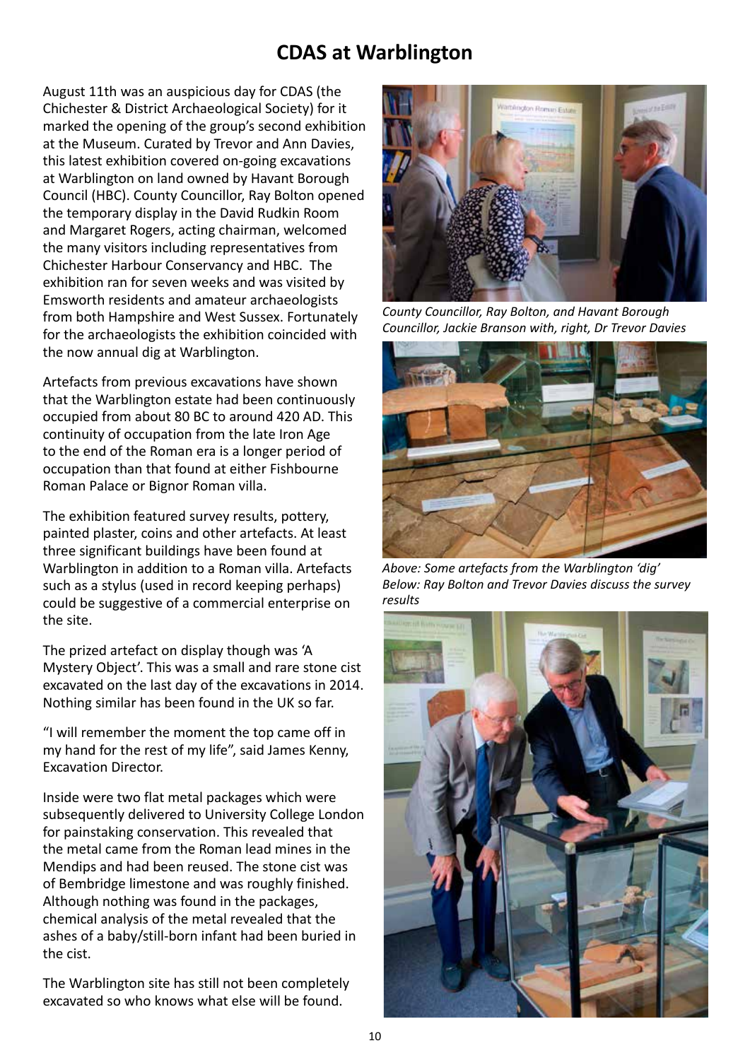# CDAS at Warblington

August 11th was an auspicious day for CDAS (the Chichester & District Archaeological Society) for it marked the opening of the group's second exhibition at the Museum. Curated by Trevor and Ann Davies, this latest exhibition covered on-going excavations at Warblington on land owned by Havant Borough Council (HBC). County Councillor, Ray Bolton opened the temporary display in the David Rudkin Room and Margaret Rogers, acting chairman, welcomed the many visitors including representatives from Chichester Harbour Conservancy and HBC. The exhibition ran for seven weeks and was visited by Emsworth residents and amateur archaeologists from both Hampshire and West Sussex. Fortunately for the archaeologists the exhibition coincided with the now annual dig at Warblington.

Artefacts from previous excavations have shown that the Warblington estate had been continuously occupied from about 80 BC to around 420 AD. This continuity of occupation from the late Iron Age to the end of the Roman era is a longer period of occupation than that found at either Fishbourne Roman Palace or Bignor Roman villa.

The exhibition featured survey results, pottery, painted plaster, coins and other artefacts. At least three significant buildings have been found at Warblington in addition to a Roman villa. Artefacts such as a stylus (used in record keeping perhaps) could be suggestive of a commercial enterprise on the site.

The prized artefact on display though was 'A Mystery Object'. This was a small and rare stone cist excavated on the last day of the excavations in 2014. Nothing similar has been found in the UK so far.

"I will remember the moment the top came off in my hand for the rest of my life", said James Kenny, Excavation Director.

Inside were two flat metal packages which were subsequently delivered to University College London for painstaking conservation. This revealed that the metal came from the Roman lead mines in the Mendips and had been reused. The stone cist was of Bembridge limestone and was roughly finished. Although nothing was found in the packages, chemical analysis of the metal revealed that the ashes of a baby/still-born infant had been buried in the cist.

The Warblington site has still not been completely excavated so who knows what else will be found.

*County Councillor, Ray Bolton, and Havant Borough Councillor, Jackie Branson with, right, Dr Trevor Davies*

*Above: Some artefacts from the Warblington 'dig'*
*Below: Ray Bolton and Trevor Davies discuss the survey results*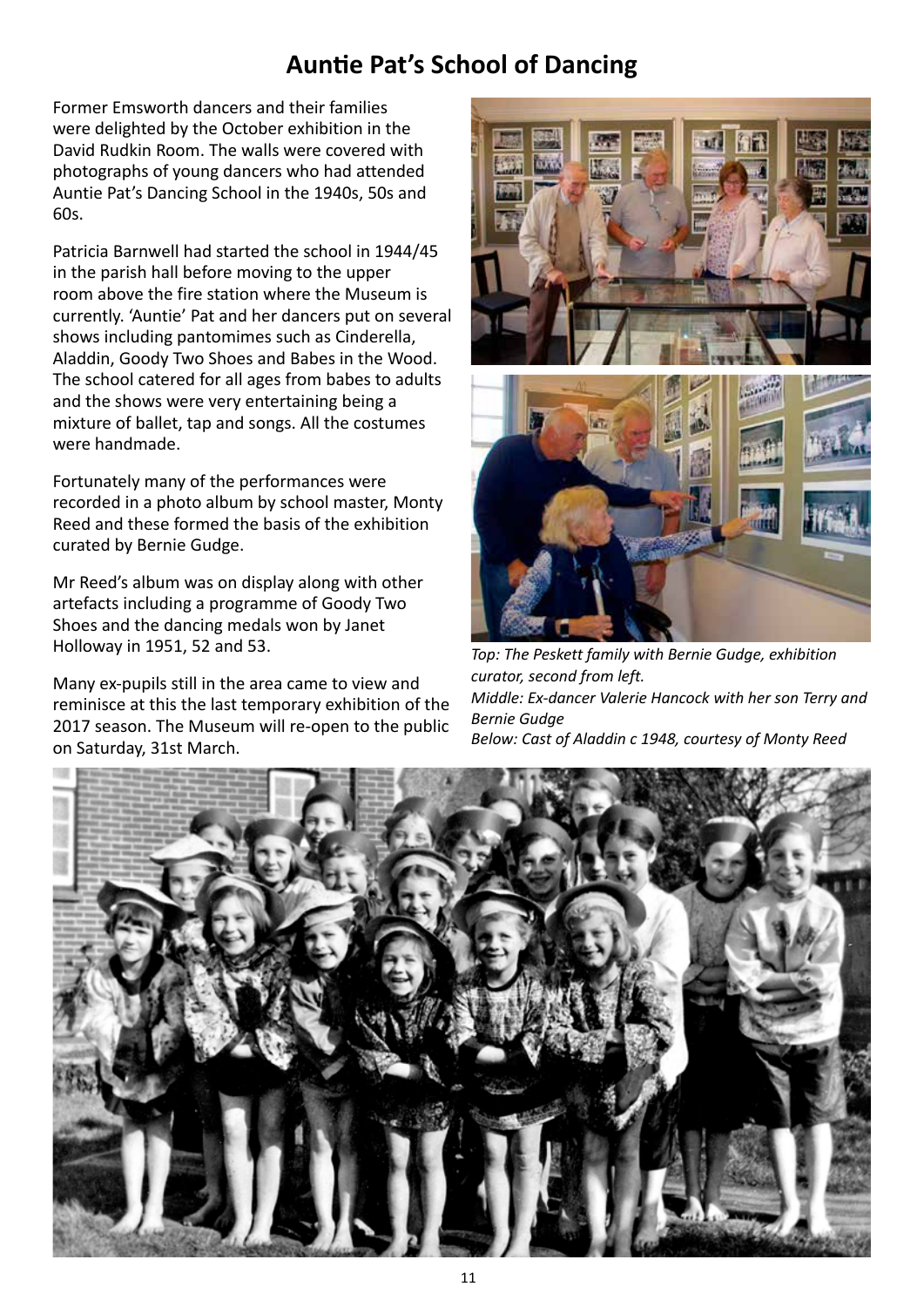# Auntie Pat's School of Dancing

Former Emsworth dancers and their families were delighted by the October exhibition in the David Rudkin Room. The walls were covered with photographs of young dancers who had attended Auntie Pat's Dancing School in the 1940s, 50s and 60s.

Patricia Barnwell had started the school in 1944/45 in the parish hall before moving to the upper room above the fire station where the Museum is currently. 'Auntie' Pat and her dancers put on several shows including pantomimes such as Cinderella, Aladdin, Goody Two Shoes and Babes in the Wood. The school catered for all ages from babes to adults and the shows were very entertaining being a mixture of ballet, tap and songs. All the costumes were handmade.

Fortunately many of the performances were recorded in a photo album by school master, Monty Reed and these formed the basis of the exhibition curated by Bernie Gudge.

Mr Reed's album was on display along with other artefacts including a programme of Goody Two Shoes and the dancing medals won by Janet Holloway in 1951, 52 and 53.

Many ex-pupils still in the area came to view and reminisce at this the last temporary exhibition of the 2017 season. The Museum will re-open to the public on Saturday, 31st March.

*Top: The Peskett family with Bernie Gudge, exhibition curator, second from left.*
*Middle: Ex-dancer Valerie Hancock with her son Terry and Bernie Gudge*
*Below: Cast of Aladdin c 1948, courtesy of Monty Reed*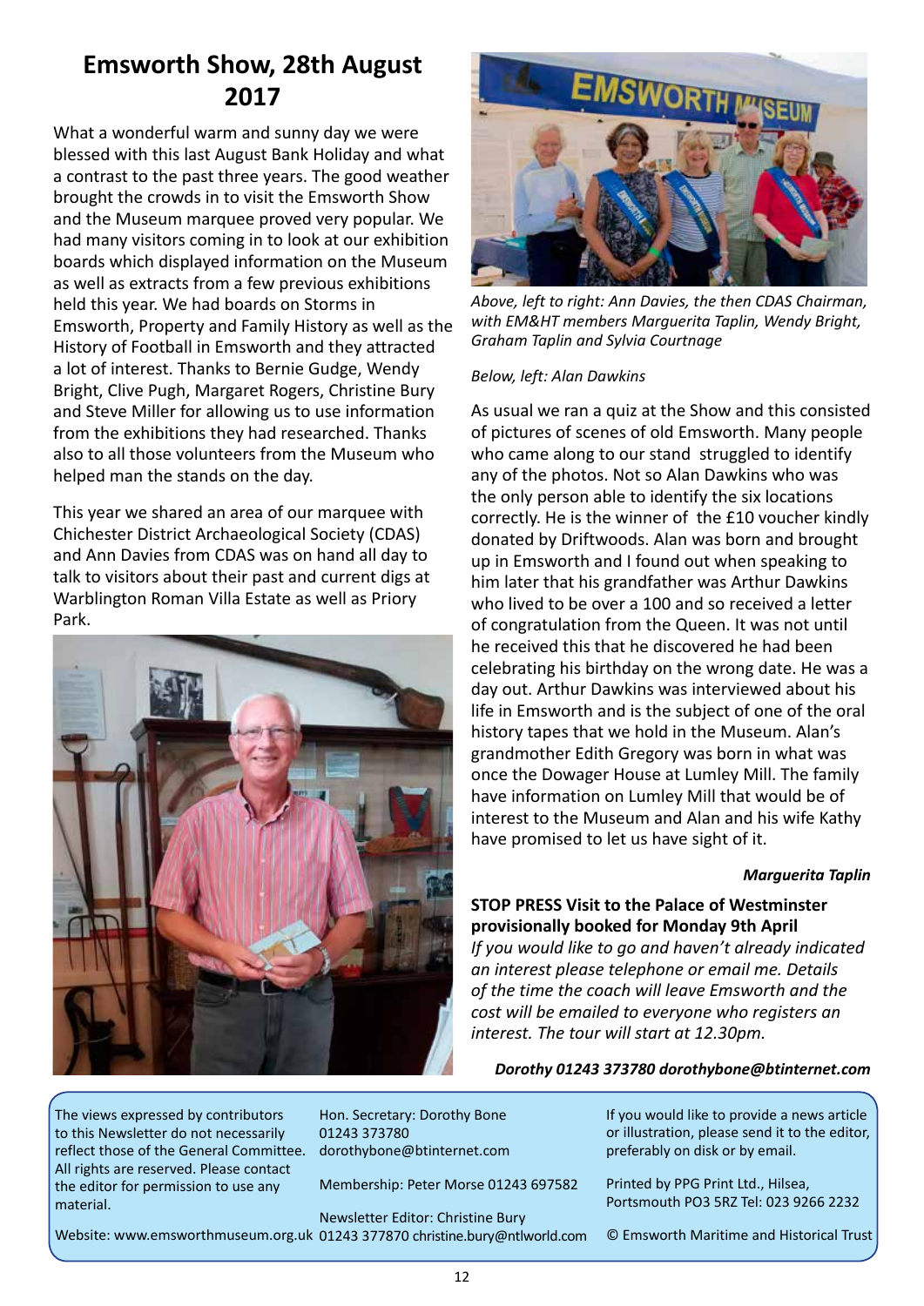# Emsworth Show, 28th August 2017

What a wonderful warm and sunny day we were blessed with this last August Bank Holiday and what a contrast to the past three years. The good weather brought the crowds in to visit the Emsworth Show and the Museum marquee proved very popular. We had many visitors coming in to look at our exhibition boards which displayed information on the Museum as well as extracts from a few previous exhibitions held this year. We had boards on Storms in Emsworth, Property and Family History as well as the History of Football in Emsworth and they attracted a lot of interest. Thanks to Bernie Gudge, Wendy Bright, Clive Pugh, Margaret Rogers, Christine Bury and Steve Miller for allowing us to use information from the exhibitions they had researched. Thanks also to all those volunteers from the Museum who helped man the stands on the day.

This year we shared an area of our marquee with Chichester District Archaeological Society (CDAS) and Ann Davies from CDAS was on hand all day to talk to visitors about their past and current digs at Warblington Roman Villa Estate as well as Priory Park.

*Above, left to right: Ann Davies, the then CDAS Chairman, with EM&HT members Marguerita Taplin, Wendy Bright, Graham Taplin and Sylvia Courtnage*

*Below, left: Alan Dawkins*

As usual we ran a quiz at the Show and this consisted of pictures of scenes of old Emsworth. Many people who came along to our stand struggled to identify any of the photos. Not so Alan Dawkins who was the only person able to identify the six locations correctly. He is the winner of the £10 voucher kindly donated by Driftwoods. Alan was born and brought up in Emsworth and I found out when speaking to him later that his grandfather was Arthur Dawkins who lived to be over a 100 and so received a letter of congratulation from the Queen. It was not until he received this that he discovered he had been celebrating his birthday on the wrong date. He was a day out. Arthur Dawkins was interviewed about his life in Emsworth and is the subject of one of the oral history tapes that we hold in the Museum. Alan's grandmother Edith Gregory was born in what was once the Dowager House at Lumley Mill. The family have information on Lumley Mill that would be of interest to the Museum and Alan and his wife Kathy have promised to let us have sight of it.

***Marguerita Taplin***

**STOP PRESS Visit to the Palace of Westminster provisionally booked for Monday 9th April**

*If you would like to go and haven't already indicated an interest please telephone or email me. Details of the time the coach will leave Emsworth and the cost will be emailed to everyone who registers an interest. The tour will start at 12.30pm.*

***Dorothy 01243 373780 dorothybone@btinternet.com***

---

The views expressed by contributors to this Newsletter do not necessarily reflect those of the General Committee. All rights are reserved. Please contact the editor for permission to use any material.

Website: www.emsworthmuseum.org.uk

Hon. Secretary: Dorothy Bone 01243 373780 dorothybone@btinternet.com

Membership: Peter Morse 01243 697582

Newsletter Editor: Christine Bury 01243 377870 christine.bury@ntlworld.com

If you would like to provide a news article or illustration, please send it to the editor, preferably on disk or by email.

Printed by PPG Print Ltd., Hilsea, Portsmouth PO3 5RZ Tel: 023 9266 2232

© Emsworth Maritime and Historical Trust